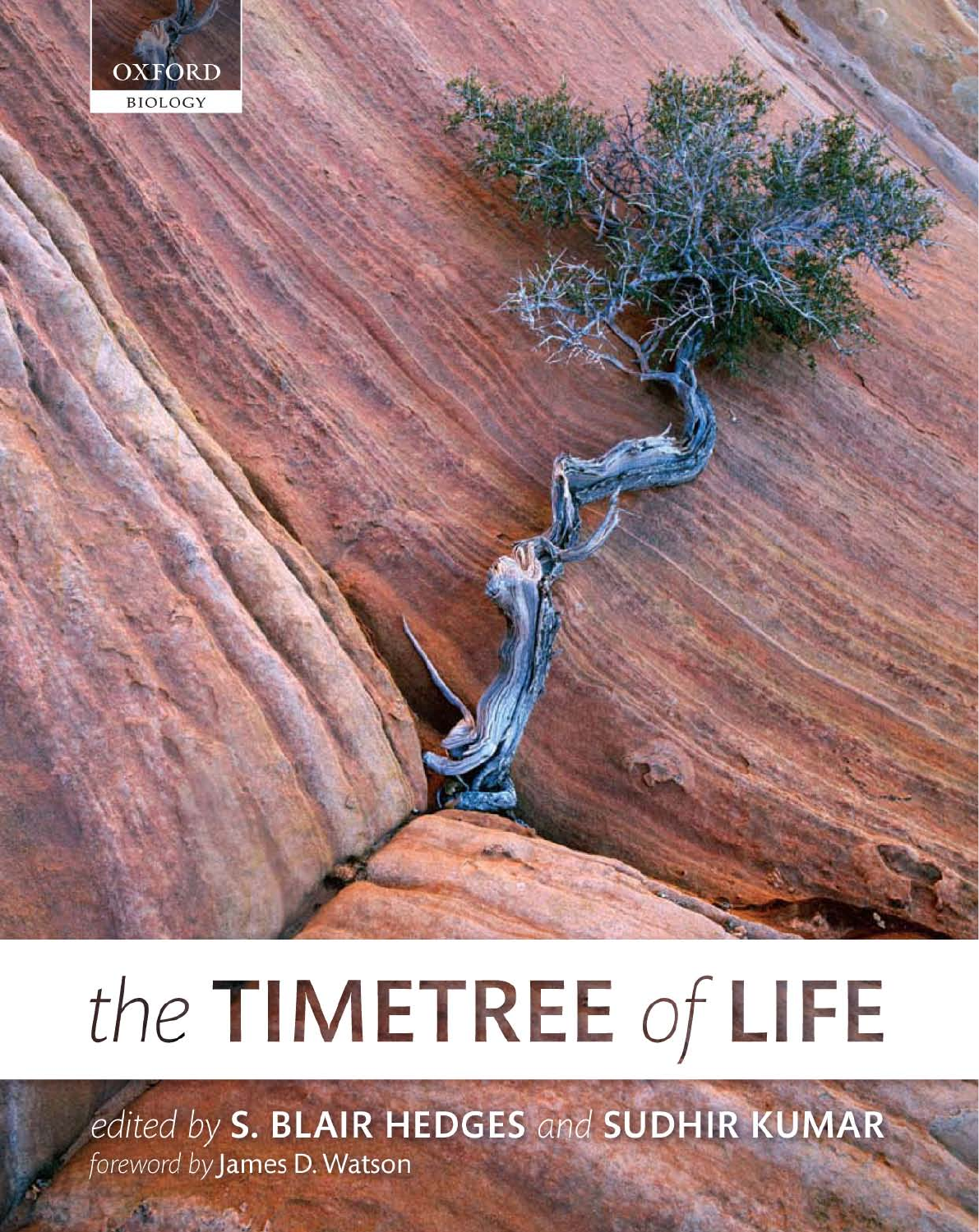OXFORD

BIOLOGY

# *the* TIMETREE *of* LIFE

*edited by* **S. BLAIR HEDGES** *and* **SUDHIR KUMAR**

*foreword by* James D. Watson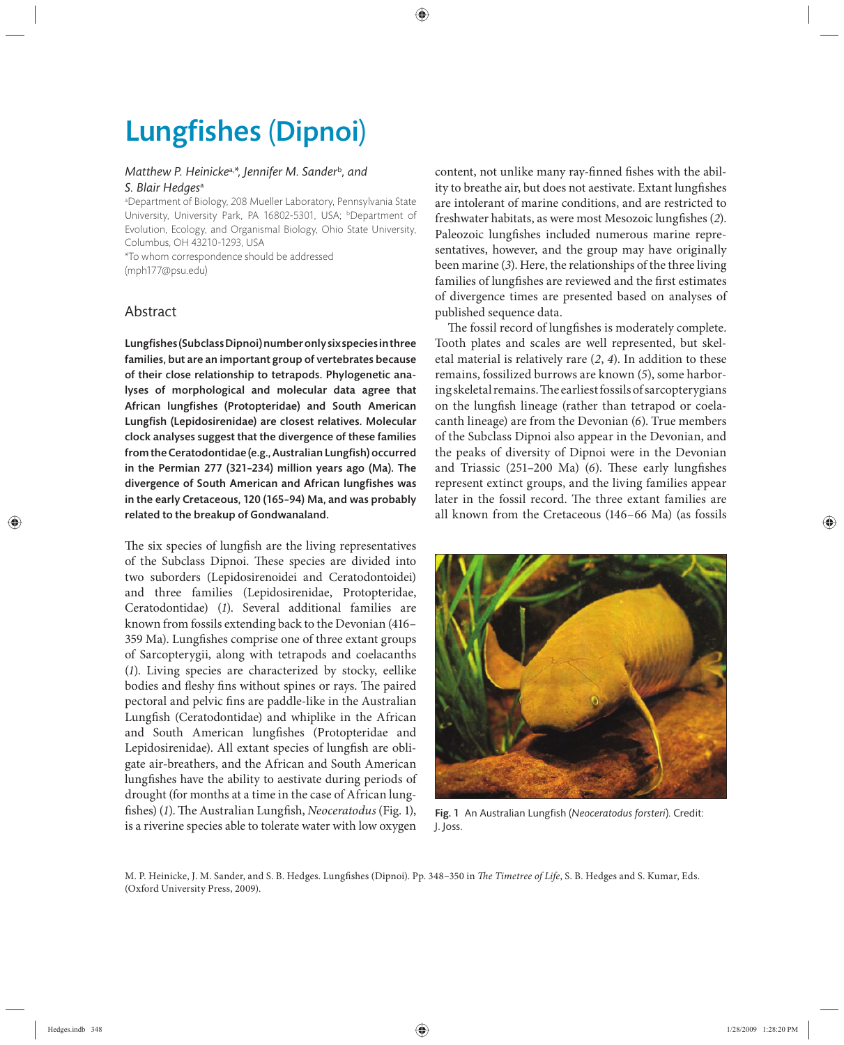# Lungfishes (Dipnoi)

*Matthew P. Heinicke*[a,*], *Jennifer M. Sander*[b], *and S. Blair Hedges*[a]

[a]Department of Biology, 208 Mueller Laboratory, Pennsylvania State University, University Park, PA 16802-5301, USA; [b]Department of Evolution, Ecology, and Organismal Biology, Ohio State University, Columbus, OH 43210-1293, USA

*To whom correspondence should be addressed (mph177@psu.edu)

## Abstract

**Lungfishes (Subclass Dipnoi) number only six species in three families, but are an important group of vertebrates because of their close relationship to tetrapods. Phylogenetic analyses of morphological and molecular data agree that African lungfishes (Protopteridae) and South American Lungfish (Lepidosirenidae) are closest relatives. Molecular clock analyses suggest that the divergence of these families from the Ceratodontidae (e.g., Australian Lungfish) occurred in the Permian 277 (321–234) million years ago (Ma). The divergence of South American and African lungfishes was in the early Cretaceous, 120 (165–94) Ma, and was probably related to the breakup of Gondwanaland.**

The six species of lungfish are the living representatives of the Subclass Dipnoi. These species are divided into two suborders (Lepidosirenoidei and Ceratodontoidei) and three families (Lepidosirenidae, Protopteridae, Ceratodontidae) (*1*). Several additional families are known from fossils extending back to the Devonian (416–359 Ma). Lungfishes comprise one of three extant groups of Sarcopterygii, along with tetrapods and coelacanths (*1*). Living species are characterized by stocky, eellike bodies and fleshy fins without spines or rays. The paired pectoral and pelvic fins are paddle-like in the Australian Lungfish (Ceratodontidae) and whiplike in the African and South American lungfishes (Protopteridae and Lepidosirenidae). All extant species of lungfish are obligate air-breathers, and the African and South American lungfishes have the ability to aestivate during periods of drought (for months at a time in the case of African lungfishes) (*1*). The Australian Lungfish, *Neoceratodus* (Fig. 1), is a riverine species able to tolerate water with low oxygen content, not unlike many ray-finned fishes with the ability to breathe air, but does not aestivate. Extant lungfishes are intolerant of marine conditions, and are restricted to freshwater habitats, as were most Mesozoic lungfishes (*2*). Paleozoic lungfishes included numerous marine representatives, however, and the group may have originally been marine (*3*). Here, the relationships of the three living families of lungfishes are reviewed and the first estimates of divergence times are presented based on analyses of published sequence data.

The fossil record of lungfishes is moderately complete. Tooth plates and scales are well represented, but skeletal material is relatively rare (*2*, *4*). In addition to these remains, fossilized burrows are known (*5*), some harboring skeletal remains. The earliest fossils of sarcopterygians on the lungfish lineage (rather than tetrapod or coelacanth lineage) are from the Devonian (*6*). True members of the Subclass Dipnoi also appear in the Devonian, and the peaks of diversity of Dipnoi were in the Devonian and Triassic (251–200 Ma) (*6*). These early lungfishes represent extinct groups, and the living families appear later in the fossil record. The three extant families are all known from the Cretaceous (146–66 Ma) (as fossils

**Fig. 1** An Australian Lungfish (*Neoceratodus forsteri*). Credit: J. Joss.

M. P. Heinicke, J. M. Sander, and S. B. Hedges. Lungfishes (Dipnoi). Pp. 348–350 in *The Timetree of Life*, S. B. Hedges and S. Kumar, Eds. (Oxford University Press, 2009).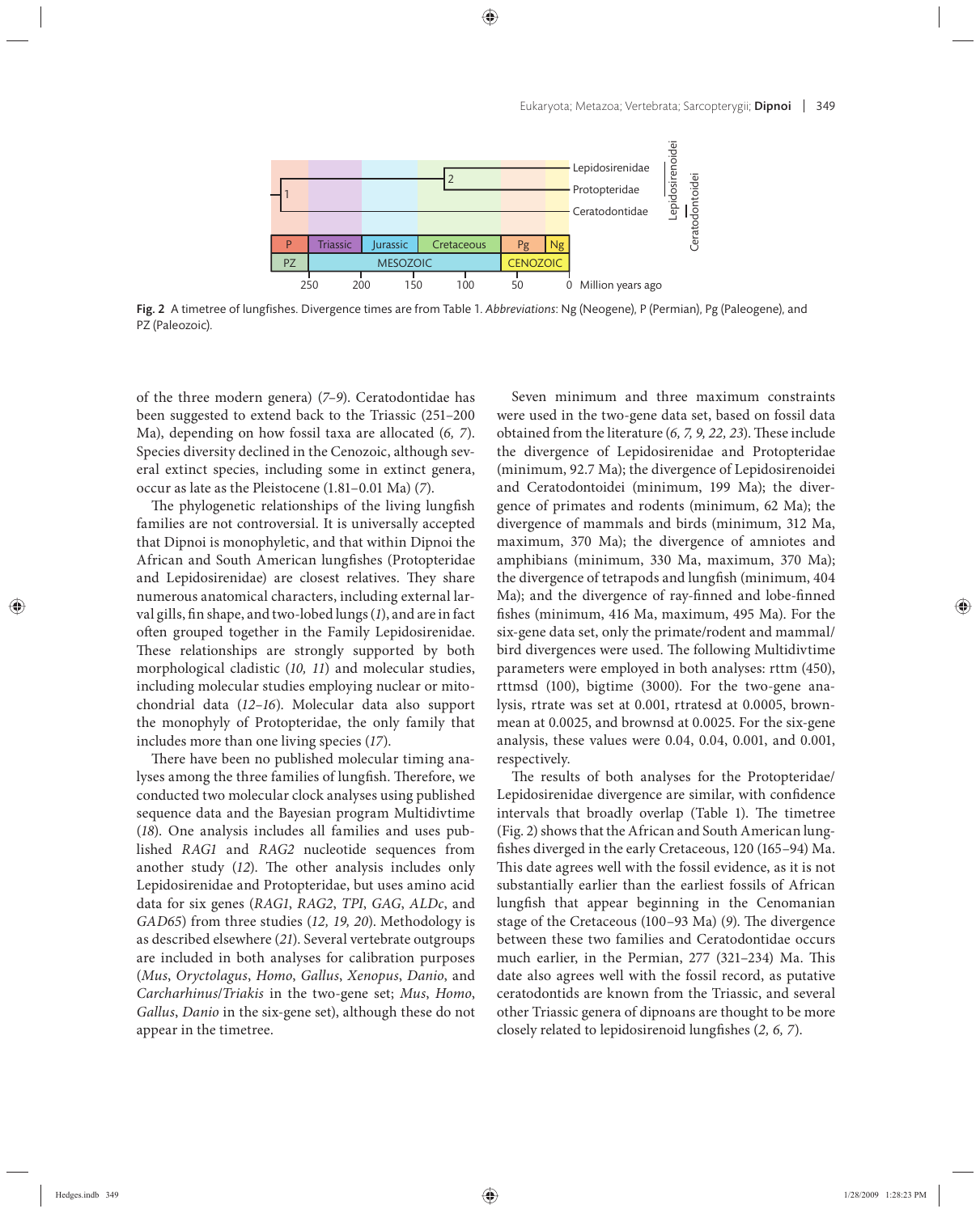Fig. 2 A timetree of lungfishes. Divergence times are from Table 1. *Abbreviations*: Ng (Neogene), P (Permian), Pg (Paleogene), and PZ (Paleozoic).

of the three modern genera) (*7–9*). Ceratodontidae has been suggested to extend back to the Triassic (251–200 Ma), depending on how fossil taxa are allocated (*6, 7*). Species diversity declined in the Cenozoic, although several extinct species, including some in extinct genera, occur as late as the Pleistocene (1.81–0.01 Ma) (*7*).

The phylogenetic relationships of the living lungfish families are not controversial. It is universally accepted that Dipnoi is monophyletic, and that within Dipnoi the African and South American lungfishes (Protopteridae and Lepidosirenidae) are closest relatives. They share numerous anatomical characters, including external larval gills, fin shape, and two-lobed lungs (*1*), and are in fact often grouped together in the Family Lepidosirenidae. These relationships are strongly supported by both morphological cladistic (*10, 11*) and molecular studies, including molecular studies employing nuclear or mitochondrial data (*12–16*). Molecular data also support the monophyly of Protopteridae, the only family that includes more than one living species (*17*).

There have been no published molecular timing analyses among the three families of lungfish. Therefore, we conducted two molecular clock analyses using published sequence data and the Bayesian program Multidivtime (*18*). One analysis includes all families and uses published *RAG1* and *RAG2* nucleotide sequences from another study (*12*). The other analysis includes only Lepidosirenidae and Protopteridae, but uses amino acid data for six genes (*RAG1*, *RAG2*, *TPI*, *GAG*, *ALDc*, and *GAD65*) from three studies (*12, 19, 20*). Methodology is as described elsewhere (*21*). Several vertebrate outgroups are included in both analyses for calibration purposes (*Mus*, *Oryctolagus*, *Homo*, *Gallus*, *Xenopus*, *Danio*, and *Carcharhinus*/*Triakis* in the two-gene set; *Mus*, *Homo*, *Gallus*, *Danio* in the six-gene set), although these do not appear in the timetree.

Seven minimum and three maximum constraints were used in the two-gene data set, based on fossil data obtained from the literature (*6, 7, 9, 22, 23*). These include the divergence of Lepidosirenidae and Protopteridae (minimum, 92.7 Ma); the divergence of Lepidosirenoidei and Ceratodontoidei (minimum, 199 Ma); the divergence of primates and rodents (minimum, 62 Ma); the divergence of mammals and birds (minimum, 312 Ma, maximum, 370 Ma); the divergence of amniotes and amphibians (minimum, 330 Ma, maximum, 370 Ma); the divergence of tetrapods and lungfish (minimum, 404 Ma); and the divergence of ray-finned and lobe-finned fishes (minimum, 416 Ma, maximum, 495 Ma). For the six-gene data set, only the primate/rodent and mammal/bird divergences were used. The following Multidivtime parameters were employed in both analyses: rttm (450), rttmsd (100), bigtime (3000). For the two-gene analysis, rtrate was set at 0.001, rtratesd at 0.0005, brownmean at 0.0025, and brownsd at 0.0025. For the six-gene analysis, these values were 0.04, 0.04, 0.001, and 0.001, respectively.

The results of both analyses for the Protopteridae/Lepidosirenidae divergence are similar, with confidence intervals that broadly overlap (Table 1). The timetree (Fig. 2) shows that the African and South American lungfishes diverged in the early Cretaceous, 120 (165–94) Ma. This date agrees well with the fossil evidence, as it is not substantially earlier than the earliest fossils of African lungfish that appear beginning in the Cenomanian stage of the Cretaceous (100–93 Ma) (*9*). The divergence between these two families and Ceratodontidae occurs much earlier, in the Permian, 277 (321–234) Ma. This date also agrees well with the fossil record, as putative ceratodontids are known from the Triassic, and several other Triassic genera of dipnoans are thought to be more closely related to lepidosirenoid lungfishes (*2, 6, 7*).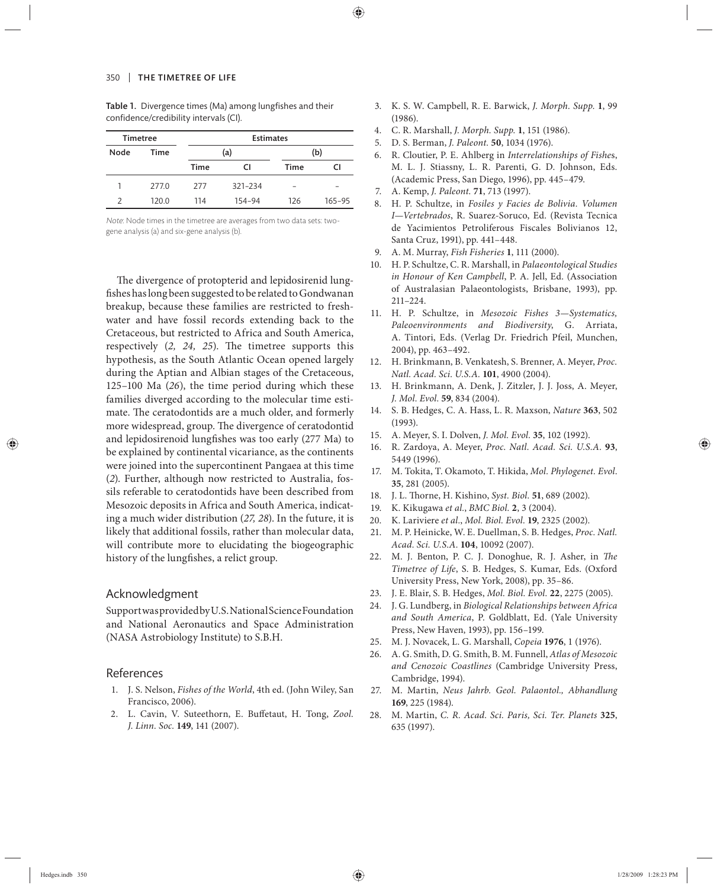Table 1. Divergence times (Ma) among lungfishes and their confidence/credibility intervals (CI).

| Timetree | | Estimates | | | |
|---|---|---|---|---|---|
| | | (a) | | (b) | |
| Node | Time | Time | CI | Time | CI |
| 1 | 277.0 | 277 | 321–234 | – | – |
| 2 | 120.0 | 114 | 154–94 | 126 | 165–95 |

*Note*: Node times in the timetree are averages from two data sets: two-gene analysis (a) and six-gene analysis (b).

The divergence of protopterid and lepidosirenid lungfishes has long been suggested to be related to Gondwanan breakup, because these families are restricted to freshwater and have fossil records extending back to the Cretaceous, but restricted to Africa and South America, respectively (*2, 24, 25*). The timetree supports this hypothesis, as the South Atlantic Ocean opened largely during the Aptian and Albian stages of the Cretaceous, 125–100 Ma (*26*), the time period during which these families diverged according to the molecular time estimate. The ceratodontids are a much older, and formerly more widespread, group. The divergence of ceratodontid and lepidosirenoid lungfishes was too early (277 Ma) to be explained by continental vicariance, as the continents were joined into the supercontinent Pangaea at this time (*2*). Further, although now restricted to Australia, fossils referable to ceratodontids have been described from Mesozoic deposits in Africa and South America, indicating a much wider distribution (*27, 28*). In the future, it is likely that additional fossils, rather than molecular data, will contribute more to elucidating the biogeographic history of the lungfishes, a relict group.

## Acknowledgment

Support was provided by U.S. National Science Foundation and National Aeronautics and Space Administration (NASA Astrobiology Institute) to S.B.H.

## References

1. J. S. Nelson, *Fishes of the World*, 4th ed. (John Wiley, San Francisco, 2006).
2. L. Cavin, V. Suteethorn, E. Buffetaut, H. Tong, *Zool. J. Linn. Soc.* **149**, 141 (2007).
3. K. S. W. Campbell, R. E. Barwick, *J. Morph. Supp.* **1**, 99 (1986).
4. C. R. Marshall, *J. Morph. Supp.* **1**, 151 (1986).
5. D. S. Berman, *J. Paleont.* **50**, 1034 (1976).
6. R. Cloutier, P. E. Ahlberg in *Interrelationships of Fishes*, M. L. J. Stiassny, L. R. Parenti, G. D. Johnson, Eds. (Academic Press, San Diego, 1996), pp. 445–479.
7. A. Kemp, *J. Paleont.* **71**, 713 (1997).
8. H. P. Schultze, in *Fosiles y Facies de Bolivia. Volumen I—Vertebrados*, R. Suarez-Soruco, Ed. (Revista Tecnica de Yacimientos Petroliferous Fiscales Bolivianos 12, Santa Cruz, 1991), pp. 441–448.
9. A. M. Murray, *Fish Fisheries* **1**, 111 (2000).
10. H. P. Schultze, C. R. Marshall, in *Palaeontological Studies in Honour of Ken Campbell*, P. A. Jell, Ed. (Association of Australasian Palaeontologists, Brisbane, 1993), pp. 211–224.
11. H. P. Schultze, in *Mesozoic Fishes 3—Systematics, Paleoenvironments and Biodiversity*, G. Arriata, A. Tintori, Eds. (Verlag Dr. Friedrich Pfeil, Munchen, 2004), pp. 463–492.
12. H. Brinkmann, B. Venkatesh, S. Brenner, A. Meyer, *Proc. Natl. Acad. Sci. U.S.A.* **101**, 4900 (2004).
13. H. Brinkmann, A. Denk, J. Zitzler, J. J. Joss, A. Meyer, *J. Mol. Evol.* **59**, 834 (2004).
14. S. B. Hedges, C. A. Hass, L. R. Maxson, *Nature* **363**, 502 (1993).
15. A. Meyer, S. I. Dolven, *J. Mol. Evol.* **35**, 102 (1992).
16. R. Zardoya, A. Meyer, *Proc. Natl. Acad. Sci. U.S.A.* **93**, 5449 (1996).
17. M. Tokita, T. Okamoto, T. Hikida, *Mol. Phylogenet. Evol.* **35**, 281 (2005).
18. J. L. Thorne, H. Kishino, *Syst. Biol.* **51**, 689 (2002).
19. K. Kikugawa *et al.*, *BMC Biol.* **2**, 3 (2004).
20. K. Lariviere *et al.*, *Mol. Biol. Evol.* **19**, 2325 (2002).
21. M. P. Heinicke, W. E. Duellman, S. B. Hedges, *Proc. Natl. Acad. Sci. U.S.A.* **104**, 10092 (2007).
22. M. J. Benton, P. C. J. Donoghue, R. J. Asher, in *The Timetree of Life*, S. B. Hedges, S. Kumar, Eds. (Oxford University Press, New York, 2008), pp. 35–86.
23. J. E. Blair, S. B. Hedges, *Mol. Biol. Evol.* **22**, 2275 (2005).
24. J. G. Lundberg, in *Biological Relationships between Africa and South America*, P. Goldblatt, Ed. (Yale University Press, New Haven, 1993), pp. 156–199.
25. M. J. Novacek, L. G. Marshall, *Copeia* **1976**, 1 (1976).
26. A. G. Smith, D. G. Smith, B. M. Funnell, *Atlas of Mesozoic and Cenozoic Coastlines* (Cambridge University Press, Cambridge, 1994).
27. M. Martin, *Neus Jahrb. Geol. Palaontol., Abhandlung* **169**, 225 (1984).
28. M. Martin, *C. R. Acad. Sci. Paris, Sci. Ter. Planets* **325**, 635 (1997).